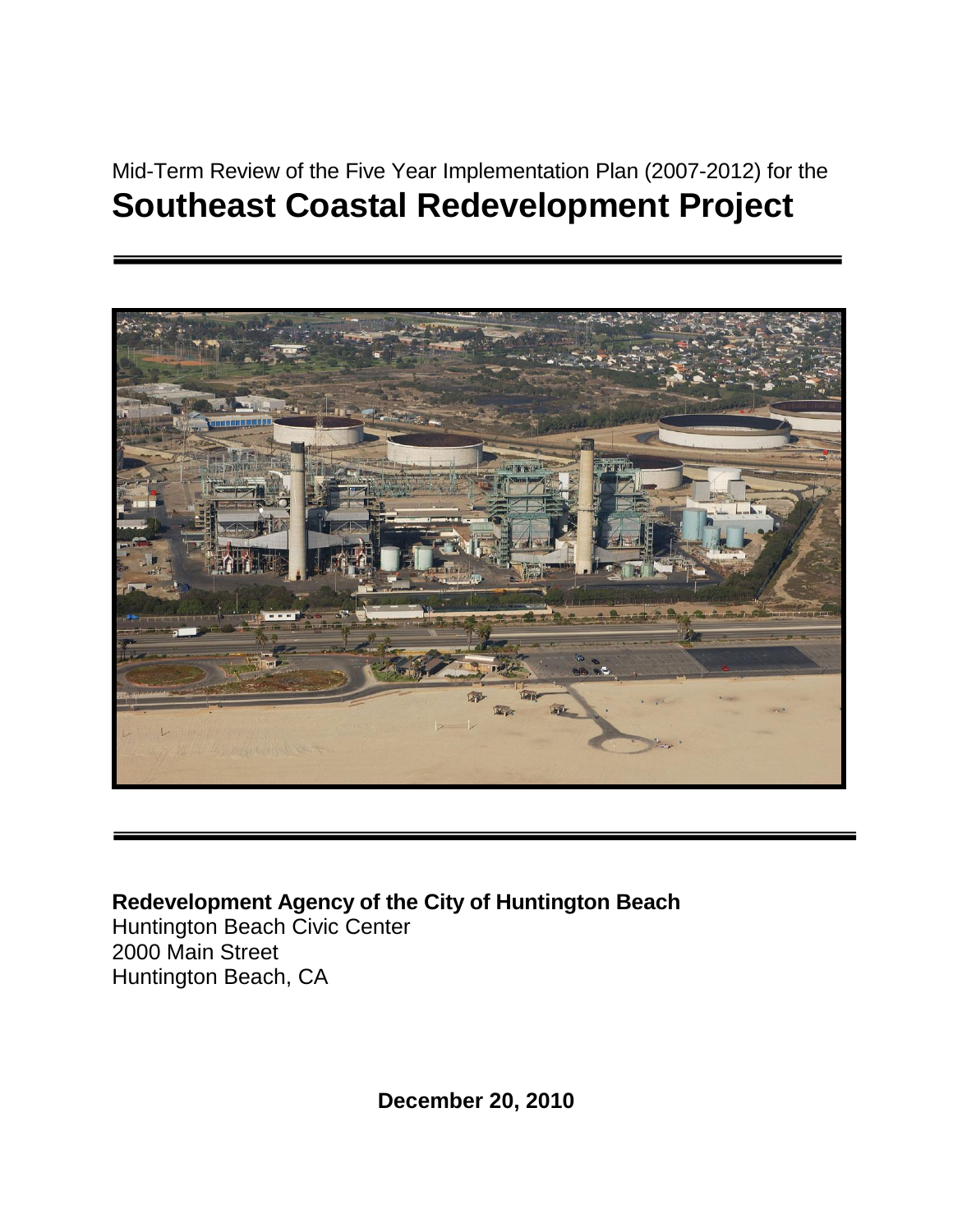Mid-Term Review of the Five Year Implementation Plan (2007-2012) for the

# Southeast Coastal Redevelopment Project

**Redevelopment Agency of the City of Huntington Beach**
Huntington Beach Civic Center
2000 Main Street
Huntington Beach, CA

**December 20, 2010**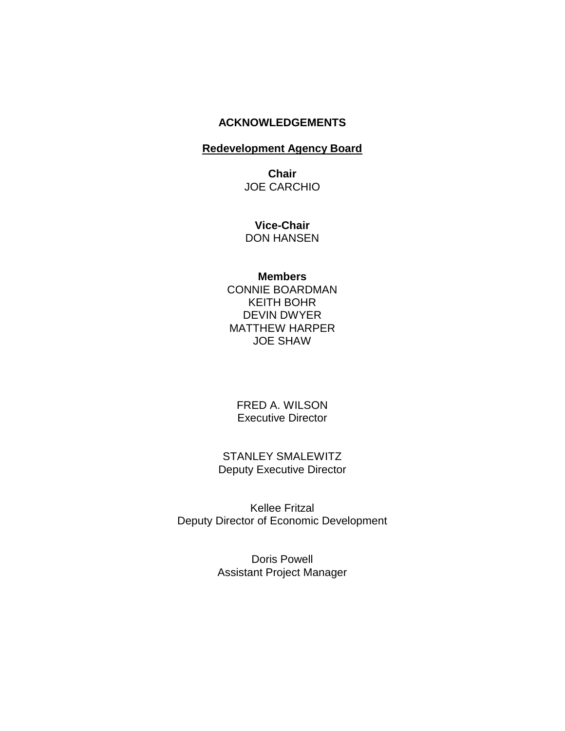# ACKNOWLEDGEMENTS

## Redevelopment Agency Board

**Chair**
JOE CARCHIO

**Vice-Chair**
DON HANSEN

**Members**
CONNIE BOARDMAN
KEITH BOHR
DEVIN DWYER
MATTHEW HARPER
JOE SHAW

FRED A. WILSON
Executive Director

STANLEY SMALEWITZ
Deputy Executive Director

Kellee Fritzal
Deputy Director of Economic Development

Doris Powell
Assistant Project Manager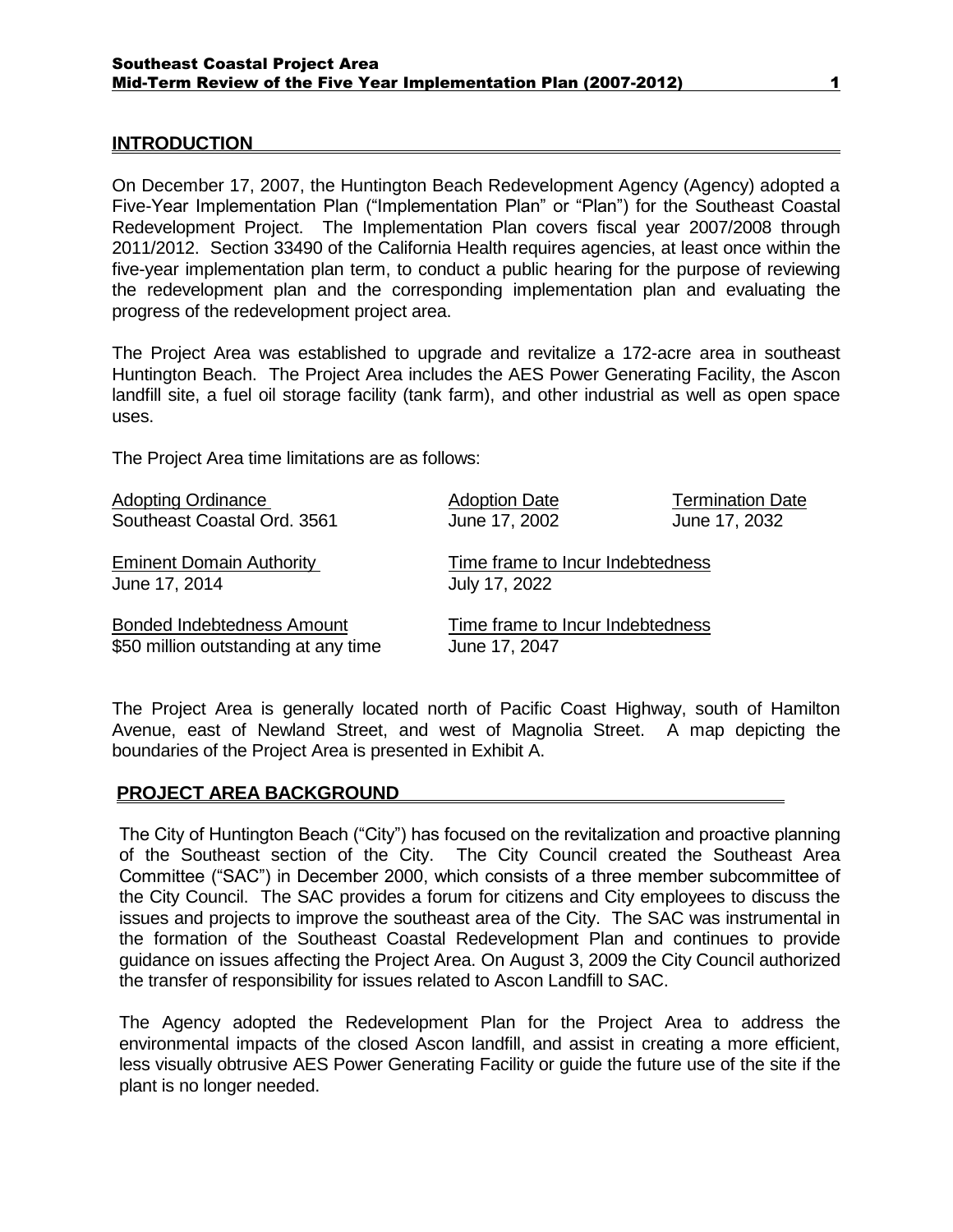## INTRODUCTION

On December 17, 2007, the Huntington Beach Redevelopment Agency (Agency) adopted a Five-Year Implementation Plan ("Implementation Plan" or "Plan") for the Southeast Coastal Redevelopment Project. The Implementation Plan covers fiscal year 2007/2008 through 2011/2012. Section 33490 of the California Health requires agencies, at least once within the five-year implementation plan term, to conduct a public hearing for the purpose of reviewing the redevelopment plan and the corresponding implementation plan and evaluating the progress of the redevelopment project area.

The Project Area was established to upgrade and revitalize a 172-acre area in southeast Huntington Beach. The Project Area includes the AES Power Generating Facility, the Ascon landfill site, a fuel oil storage facility (tank farm), and other industrial as well as open space uses.

The Project Area time limitations are as follows:

| Adopting Ordinance | Adoption Date | Termination Date |
|---|---|---|
| Southeast Coastal Ord. 3561 | June 17, 2002 | June 17, 2032 |
| **Eminent Domain Authority** | **Time frame to Incur Indebtedness** | |
| June 17, 2014 | July 17, 2022 | |
| **Bonded Indebtedness Amount** | **Time frame to Incur Indebtedness** | |
| $50 million outstanding at any time | June 17, 2047 | |

The Project Area is generally located north of Pacific Coast Highway, south of Hamilton Avenue, east of Newland Street, and west of Magnolia Street. A map depicting the boundaries of the Project Area is presented in Exhibit A.

## PROJECT AREA BACKGROUND

The City of Huntington Beach ("City") has focused on the revitalization and proactive planning of the Southeast section of the City. The City Council created the Southeast Area Committee ("SAC") in December 2000, which consists of a three member subcommittee of the City Council. The SAC provides a forum for citizens and City employees to discuss the issues and projects to improve the southeast area of the City. The SAC was instrumental in the formation of the Southeast Coastal Redevelopment Plan and continues to provide guidance on issues affecting the Project Area. On August 3, 2009 the City Council authorized the transfer of responsibility for issues related to Ascon Landfill to SAC.

The Agency adopted the Redevelopment Plan for the Project Area to address the environmental impacts of the closed Ascon landfill, and assist in creating a more efficient, less visually obtrusive AES Power Generating Facility or guide the future use of the site if the plant is no longer needed.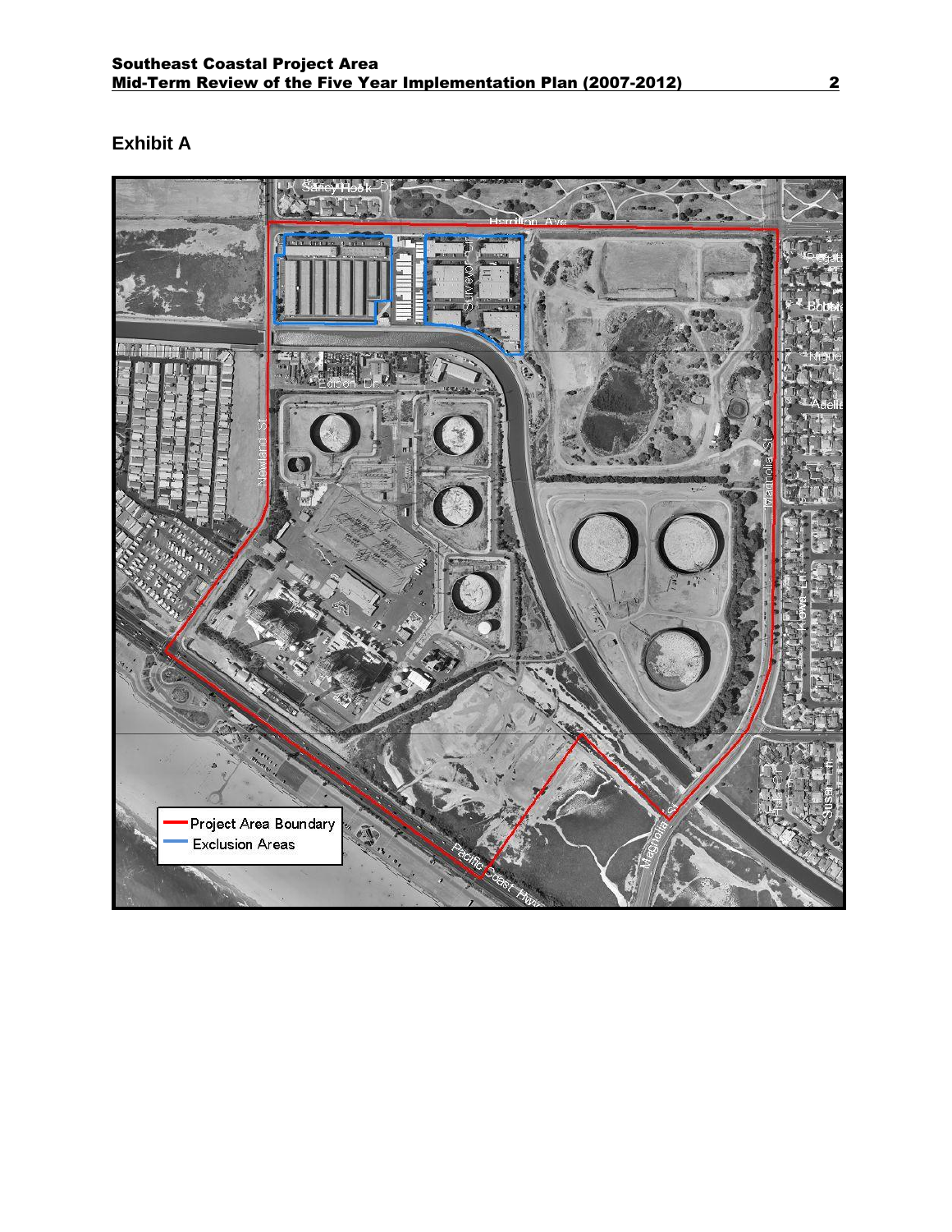## Exhibit A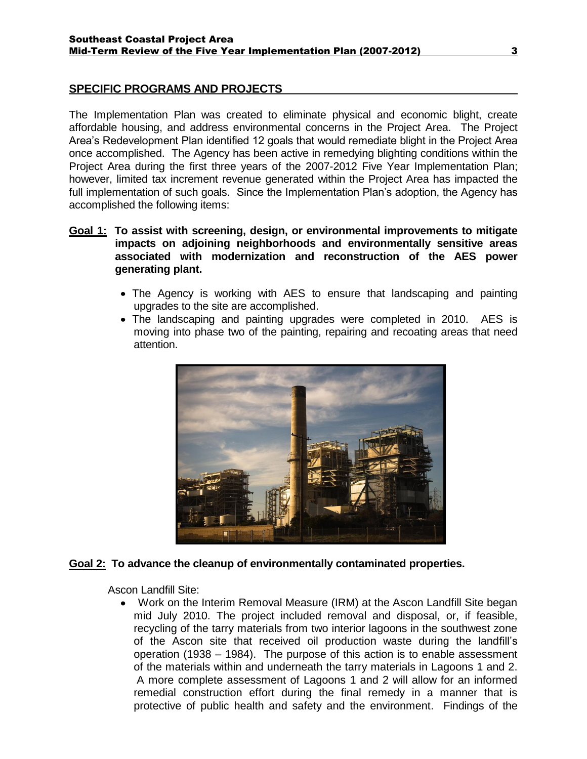## SPECIFIC PROGRAMS AND PROJECTS

The Implementation Plan was created to eliminate physical and economic blight, create affordable housing, and address environmental concerns in the Project Area. The Project Area's Redevelopment Plan identified 12 goals that would remediate blight in the Project Area once accomplished. The Agency has been active in remedying blighting conditions within the Project Area during the first three years of the 2007-2012 Five Year Implementation Plan; however, limited tax increment revenue generated within the Project Area has impacted the full implementation of such goals. Since the Implementation Plan's adoption, the Agency has accomplished the following items:

**Goal 1: To assist with screening, design, or environmental improvements to mitigate impacts on adjoining neighborhoods and environmentally sensitive areas associated with modernization and reconstruction of the AES power generating plant.**

- The Agency is working with AES to ensure that landscaping and painting upgrades to the site are accomplished.
- The landscaping and painting upgrades were completed in 2010. AES is moving into phase two of the painting, repairing and recoating areas that need attention.

**Goal 2: To advance the cleanup of environmentally contaminated properties.**

Ascon Landfill Site:

- Work on the Interim Removal Measure (IRM) at the Ascon Landfill Site began mid July 2010. The project included removal and disposal, or, if feasible, recycling of the tarry materials from two interior lagoons in the southwest zone of the Ascon site that received oil production waste during the landfill's operation (1938 – 1984). The purpose of this action is to enable assessment of the materials within and underneath the tarry materials in Lagoons 1 and 2. A more complete assessment of Lagoons 1 and 2 will allow for an informed remedial construction effort during the final remedy in a manner that is protective of public health and safety and the environment. Findings of the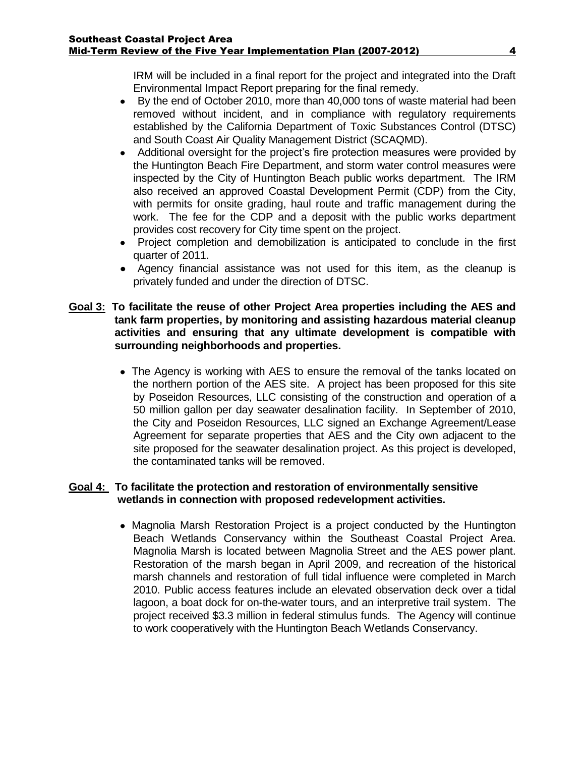IRM will be included in a final report for the project and integrated into the Draft Environmental Impact Report preparing for the final remedy.

- By the end of October 2010, more than 40,000 tons of waste material had been removed without incident, and in compliance with regulatory requirements established by the California Department of Toxic Substances Control (DTSC) and South Coast Air Quality Management District (SCAQMD).
- Additional oversight for the project's fire protection measures were provided by the Huntington Beach Fire Department, and storm water control measures were inspected by the City of Huntington Beach public works department. The IRM also received an approved Coastal Development Permit (CDP) from the City, with permits for onsite grading, haul route and traffic management during the work. The fee for the CDP and a deposit with the public works department provides cost recovery for City time spent on the project.
- Project completion and demobilization is anticipated to conclude in the first quarter of 2011.
- Agency financial assistance was not used for this item, as the cleanup is privately funded and under the direction of DTSC.

**Goal 3: To facilitate the reuse of other Project Area properties including the AES and tank farm properties, by monitoring and assisting hazardous material cleanup activities and ensuring that any ultimate development is compatible with surrounding neighborhoods and properties.**

- The Agency is working with AES to ensure the removal of the tanks located on the northern portion of the AES site. A project has been proposed for this site by Poseidon Resources, LLC consisting of the construction and operation of a 50 million gallon per day seawater desalination facility. In September of 2010, the City and Poseidon Resources, LLC signed an Exchange Agreement/Lease Agreement for separate properties that AES and the City own adjacent to the site proposed for the seawater desalination project. As this project is developed, the contaminated tanks will be removed.

**Goal 4: To facilitate the protection and restoration of environmentally sensitive wetlands in connection with proposed redevelopment activities.**

- Magnolia Marsh Restoration Project is a project conducted by the Huntington Beach Wetlands Conservancy within the Southeast Coastal Project Area. Magnolia Marsh is located between Magnolia Street and the AES power plant. Restoration of the marsh began in April 2009, and recreation of the historical marsh channels and restoration of full tidal influence were completed in March 2010. Public access features include an elevated observation deck over a tidal lagoon, a boat dock for on-the-water tours, and an interpretive trail system. The project received $3.3 million in federal stimulus funds. The Agency will continue to work cooperatively with the Huntington Beach Wetlands Conservancy.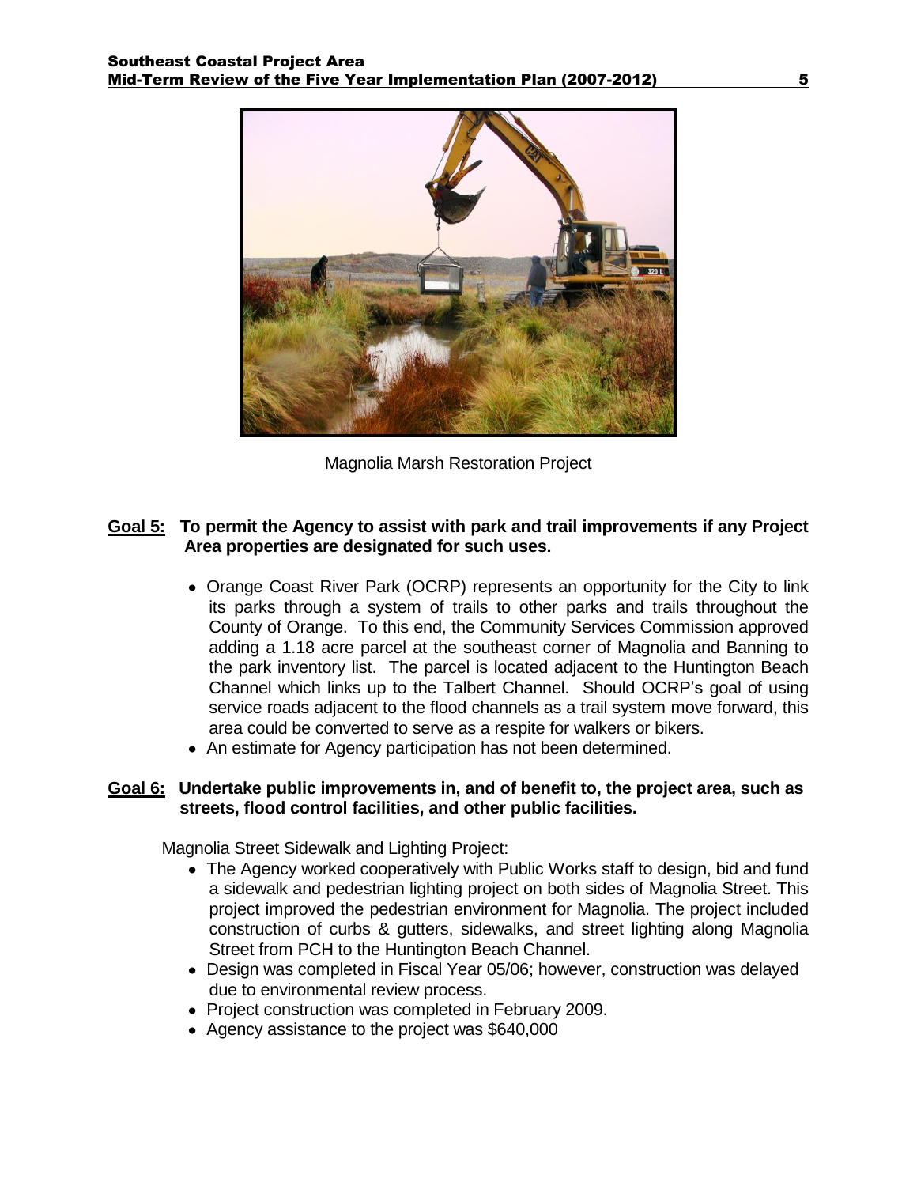Magnolia Marsh Restoration Project

**Goal 5: To permit the Agency to assist with park and trail improvements if any Project Area properties are designated for such uses.**

- Orange Coast River Park (OCRP) represents an opportunity for the City to link its parks through a system of trails to other parks and trails throughout the County of Orange. To this end, the Community Services Commission approved adding a 1.18 acre parcel at the southeast corner of Magnolia and Banning to the park inventory list. The parcel is located adjacent to the Huntington Beach Channel which links up to the Talbert Channel. Should OCRP's goal of using service roads adjacent to the flood channels as a trail system move forward, this area could be converted to serve as a respite for walkers or bikers.
- An estimate for Agency participation has not been determined.

**Goal 6: Undertake public improvements in, and of benefit to, the project area, such as streets, flood control facilities, and other public facilities.**

Magnolia Street Sidewalk and Lighting Project:

- The Agency worked cooperatively with Public Works staff to design, bid and fund a sidewalk and pedestrian lighting project on both sides of Magnolia Street. This project improved the pedestrian environment for Magnolia. The project included construction of curbs & gutters, sidewalks, and street lighting along Magnolia Street from PCH to the Huntington Beach Channel.
- Design was completed in Fiscal Year 05/06; however, construction was delayed due to environmental review process.
- Project construction was completed in February 2009.
- Agency assistance to the project was $640,000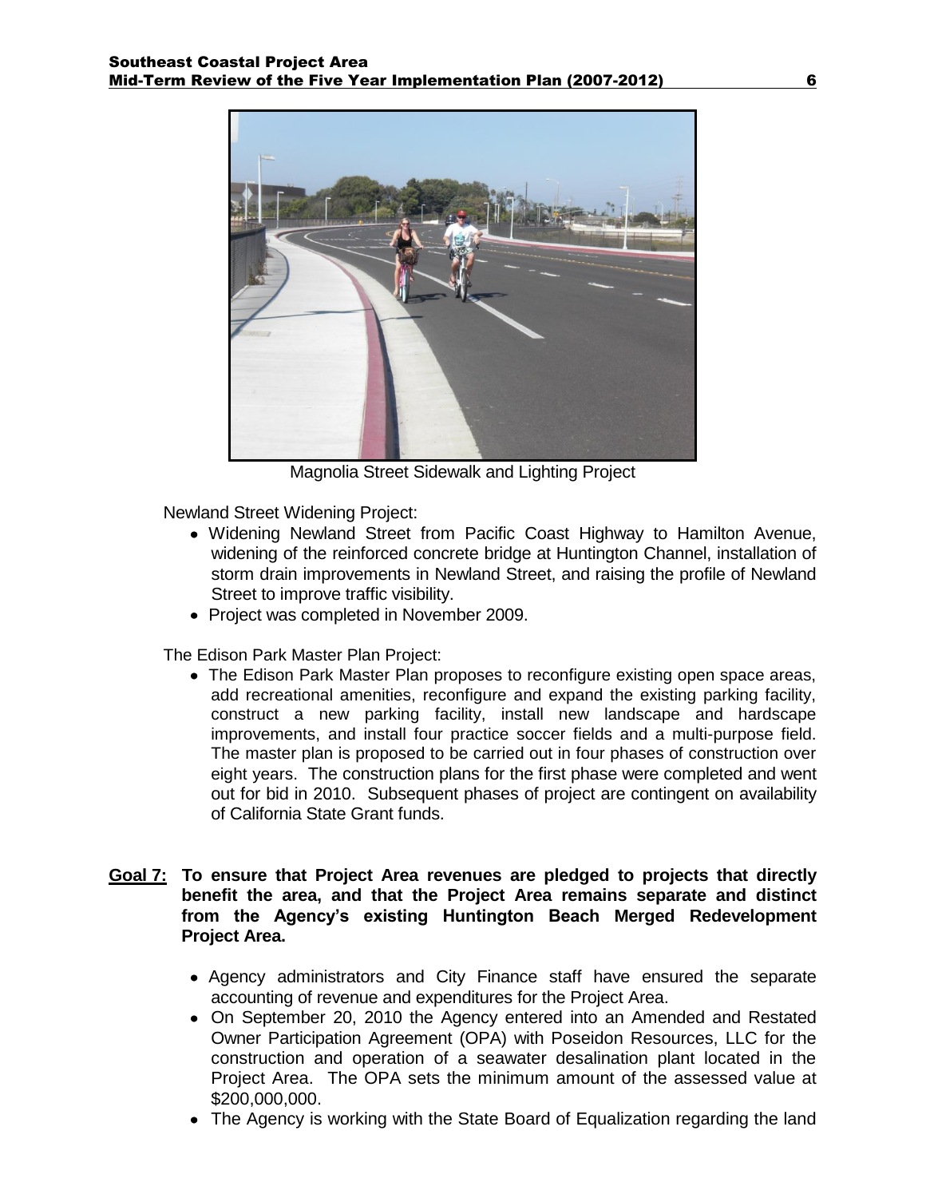Magnolia Street Sidewalk and Lighting Project

Newland Street Widening Project:

- Widening Newland Street from Pacific Coast Highway to Hamilton Avenue, widening of the reinforced concrete bridge at Huntington Channel, installation of storm drain improvements in Newland Street, and raising the profile of Newland Street to improve traffic visibility.
- Project was completed in November 2009.

The Edison Park Master Plan Project:

- The Edison Park Master Plan proposes to reconfigure existing open space areas, add recreational amenities, reconfigure and expand the existing parking facility, construct a new parking facility, install new landscape and hardscape improvements, and install four practice soccer fields and a multi-purpose field. The master plan is proposed to be carried out in four phases of construction over eight years. The construction plans for the first phase were completed and went out for bid in 2010. Subsequent phases of project are contingent on availability of California State Grant funds.

**Goal 7: To ensure that Project Area revenues are pledged to projects that directly benefit the area, and that the Project Area remains separate and distinct from the Agency's existing Huntington Beach Merged Redevelopment Project Area.**

- Agency administrators and City Finance staff have ensured the separate accounting of revenue and expenditures for the Project Area.
- On September 20, 2010 the Agency entered into an Amended and Restated Owner Participation Agreement (OPA) with Poseidon Resources, LLC for the construction and operation of a seawater desalination plant located in the Project Area. The OPA sets the minimum amount of the assessed value at $200,000,000.
- The Agency is working with the State Board of Equalization regarding the land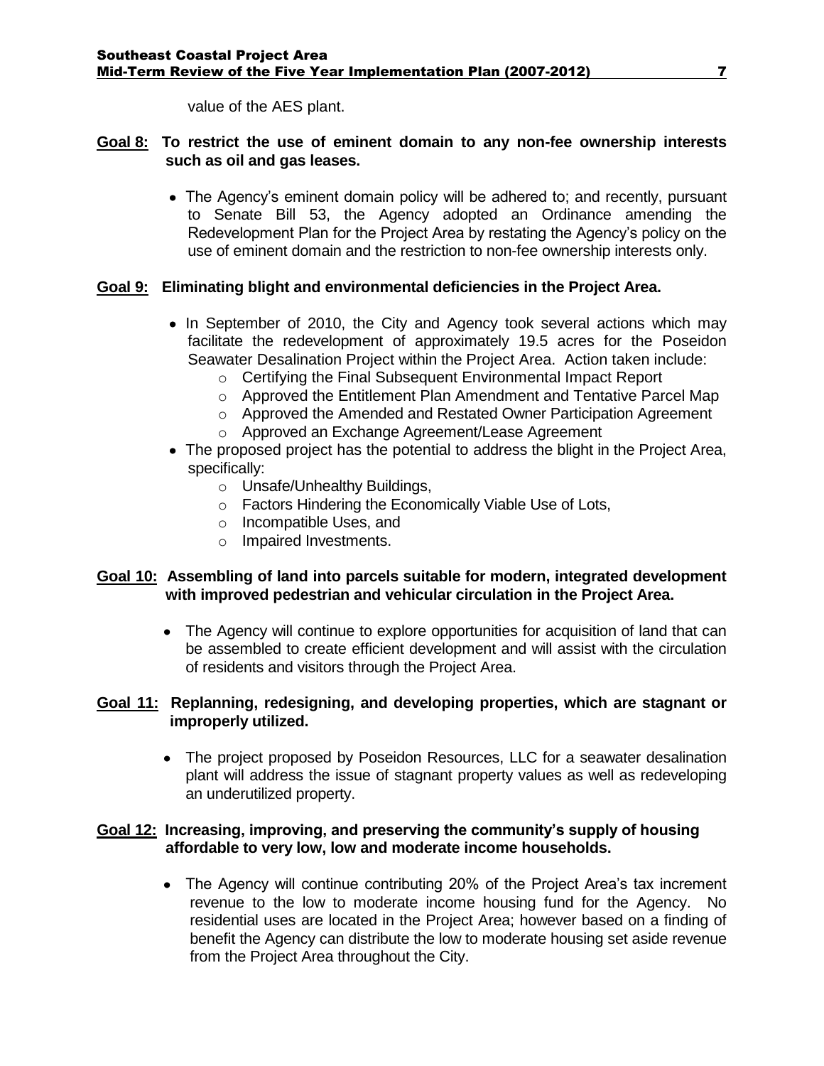value of the AES plant.

**Goal 8: To restrict the use of eminent domain to any non-fee ownership interests such as oil and gas leases.**

- The Agency's eminent domain policy will be adhered to; and recently, pursuant to Senate Bill 53, the Agency adopted an Ordinance amending the Redevelopment Plan for the Project Area by restating the Agency's policy on the use of eminent domain and the restriction to non-fee ownership interests only.

**Goal 9: Eliminating blight and environmental deficiencies in the Project Area.**

- In September of 2010, the City and Agency took several actions which may facilitate the redevelopment of approximately 19.5 acres for the Poseidon Seawater Desalination Project within the Project Area. Action taken include:
  - Certifying the Final Subsequent Environmental Impact Report
  - Approved the Entitlement Plan Amendment and Tentative Parcel Map
  - Approved the Amended and Restated Owner Participation Agreement
  - Approved an Exchange Agreement/Lease Agreement
- The proposed project has the potential to address the blight in the Project Area, specifically:
  - Unsafe/Unhealthy Buildings,
  - Factors Hindering the Economically Viable Use of Lots,
  - Incompatible Uses, and
  - Impaired Investments.

**Goal 10: Assembling of land into parcels suitable for modern, integrated development with improved pedestrian and vehicular circulation in the Project Area.**

- The Agency will continue to explore opportunities for acquisition of land that can be assembled to create efficient development and will assist with the circulation of residents and visitors through the Project Area.

**Goal 11: Replanning, redesigning, and developing properties, which are stagnant or improperly utilized.**

- The project proposed by Poseidon Resources, LLC for a seawater desalination plant will address the issue of stagnant property values as well as redeveloping an underutilized property.

**Goal 12: Increasing, improving, and preserving the community's supply of housing affordable to very low, low and moderate income households.**

- The Agency will continue contributing 20% of the Project Area's tax increment revenue to the low to moderate income housing fund for the Agency. No residential uses are located in the Project Area; however based on a finding of benefit the Agency can distribute the low to moderate housing set aside revenue from the Project Area throughout the City.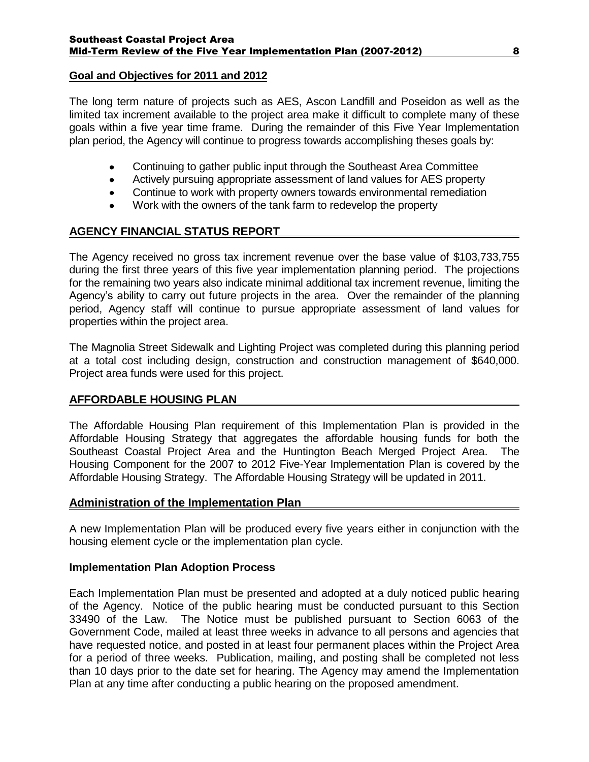**Goal and Objectives for 2011 and 2012**

The long term nature of projects such as AES, Ascon Landfill and Poseidon as well as the limited tax increment available to the project area make it difficult to complete many of these goals within a five year time frame. During the remainder of this Five Year Implementation plan period, the Agency will continue to progress towards accomplishing theses goals by:

- Continuing to gather public input through the Southeast Area Committee
- Actively pursuing appropriate assessment of land values for AES property
- Continue to work with property owners towards environmental remediation
- Work with the owners of the tank farm to redevelop the property

## AGENCY FINANCIAL STATUS REPORT

The Agency received no gross tax increment revenue over the base value of $103,733,755 during the first three years of this five year implementation planning period. The projections for the remaining two years also indicate minimal additional tax increment revenue, limiting the Agency's ability to carry out future projects in the area. Over the remainder of the planning period, Agency staff will continue to pursue appropriate assessment of land values for properties within the project area.

The Magnolia Street Sidewalk and Lighting Project was completed during this planning period at a total cost including design, construction and construction management of $640,000. Project area funds were used for this project.

## AFFORDABLE HOUSING PLAN

The Affordable Housing Plan requirement of this Implementation Plan is provided in the Affordable Housing Strategy that aggregates the affordable housing funds for both the Southeast Coastal Project Area and the Huntington Beach Merged Project Area. The Housing Component for the 2007 to 2012 Five-Year Implementation Plan is covered by the Affordable Housing Strategy. The Affordable Housing Strategy will be updated in 2011.

## Administration of the Implementation Plan

A new Implementation Plan will be produced every five years either in conjunction with the housing element cycle or the implementation plan cycle.

**Implementation Plan Adoption Process**

Each Implementation Plan must be presented and adopted at a duly noticed public hearing of the Agency. Notice of the public hearing must be conducted pursuant to this Section 33490 of the Law. The Notice must be published pursuant to Section 6063 of the Government Code, mailed at least three weeks in advance to all persons and agencies that have requested notice, and posted in at least four permanent places within the Project Area for a period of three weeks. Publication, mailing, and posting shall be completed not less than 10 days prior to the date set for hearing. The Agency may amend the Implementation Plan at any time after conducting a public hearing on the proposed amendment.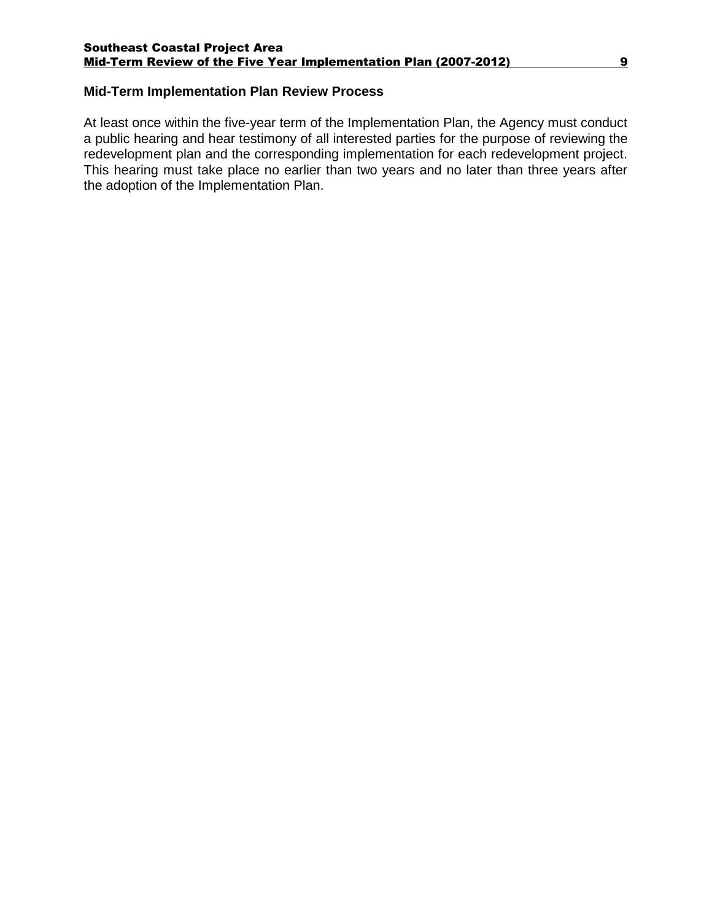### Mid-Term Implementation Plan Review Process

At least once within the five-year term of the Implementation Plan, the Agency must conduct a public hearing and hear testimony of all interested parties for the purpose of reviewing the redevelopment plan and the corresponding implementation for each redevelopment project. This hearing must take place no earlier than two years and no later than three years after the adoption of the Implementation Plan.